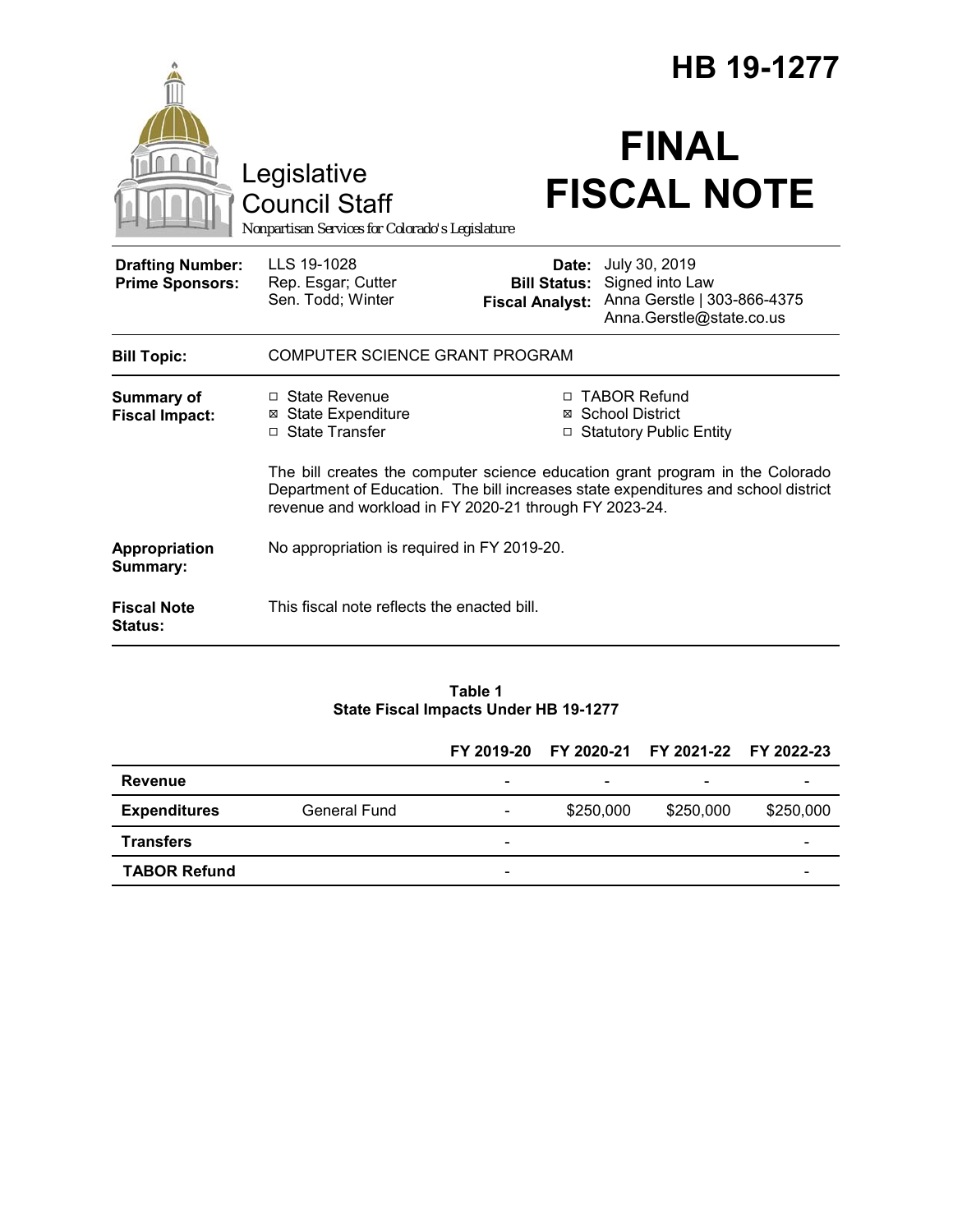# HB 19-1277

# FINAL FISCAL NOTE

Legislative Council Staff

*Nonpartisan Services for Colorado's Legislature*

| | | | |
|---|---|---|---|
| **Drafting Number:** | LLS 19-1028 | **Date:** | July 30, 2019 |
| **Prime Sponsors:** | Rep. Esgar; Cutter<br>Sen. Todd; Winter | **Bill Status:** | Signed into Law |
| | | **Fiscal Analyst:** | Anna Gerstle \| 303-866-4375<br>Anna.Gerstle@state.co.us |

| | |
|---|---|
| **Bill Topic:** | COMPUTER SCIENCE GRANT PROGRAM |
| **Summary of Fiscal Impact:** | ☐ State Revenue ☒ State Expenditure ☐ State Transfer ☐ TABOR Refund ☒ School District ☐ Statutory Public Entity<br><br>The bill creates the computer science education grant program in the Colorado Department of Education. The bill increases state expenditures and school district revenue and workload in FY 2020-21 through FY 2023-24. |
| **Appropriation Summary:** | No appropriation is required in FY 2019-20. |
| **Fiscal Note Status:** | This fiscal note reflects the enacted bill. |

**Table 1**
**State Fiscal Impacts Under HB 19-1277**

| | | FY 2019-20 | FY 2020-21 | FY 2021-22 | FY 2022-23 |
|---|---|---|---|---|---|
| **Revenue** | | - | - | - | - |
| **Expenditures** | General Fund | - | $250,000 | $250,000 | $250,000 |
| **Transfers** | | - | | | - |
| **TABOR Refund** | | - | | | - |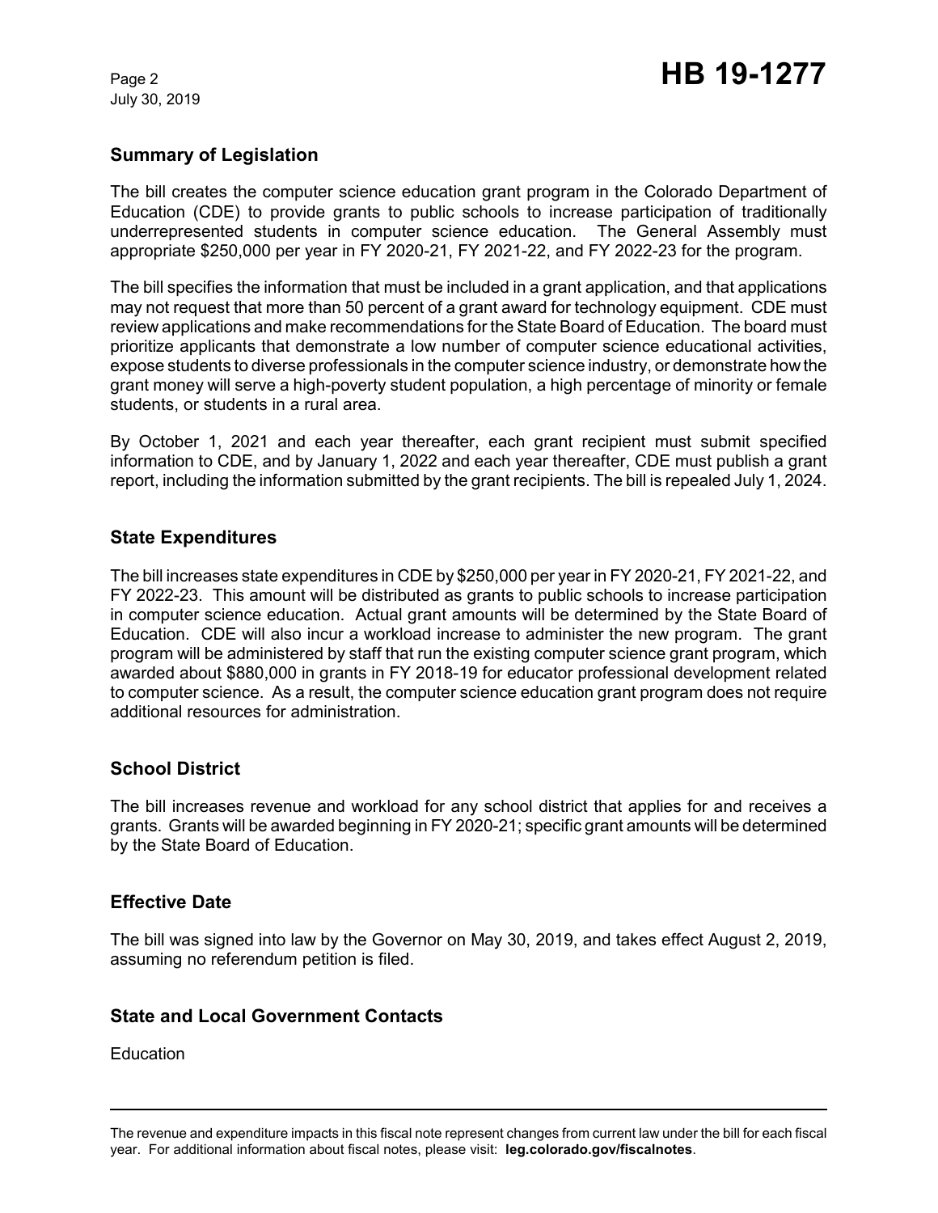## Summary of Legislation

The bill creates the computer science education grant program in the Colorado Department of Education (CDE) to provide grants to public schools to increase participation of traditionally underrepresented students in computer science education. The General Assembly must appropriate $250,000 per year in FY 2020-21, FY 2021-22, and FY 2022-23 for the program.

The bill specifies the information that must be included in a grant application, and that applications may not request that more than 50 percent of a grant award for technology equipment. CDE must review applications and make recommendations for the State Board of Education. The board must prioritize applicants that demonstrate a low number of computer science educational activities, expose students to diverse professionals in the computer science industry, or demonstrate how the grant money will serve a high-poverty student population, a high percentage of minority or female students, or students in a rural area.

By October 1, 2021 and each year thereafter, each grant recipient must submit specified information to CDE, and by January 1, 2022 and each year thereafter, CDE must publish a grant report, including the information submitted by the grant recipients. The bill is repealed July 1, 2024.

## State Expenditures

The bill increases state expenditures in CDE by $250,000 per year in FY 2020-21, FY 2021-22, and FY 2022-23. This amount will be distributed as grants to public schools to increase participation in computer science education. Actual grant amounts will be determined by the State Board of Education. CDE will also incur a workload increase to administer the new program. The grant program will be administered by staff that run the existing computer science grant program, which awarded about $880,000 in grants in FY 2018-19 for educator professional development related to computer science. As a result, the computer science education grant program does not require additional resources for administration.

## School District

The bill increases revenue and workload for any school district that applies for and receives a grants. Grants will be awarded beginning in FY 2020-21; specific grant amounts will be determined by the State Board of Education.

## Effective Date

The bill was signed into law by the Governor on May 30, 2019, and takes effect August 2, 2019, assuming no referendum petition is filed.

## State and Local Government Contacts

Education

The revenue and expenditure impacts in this fiscal note represent changes from current law under the bill for each fiscal year. For additional information about fiscal notes, please visit: **leg.colorado.gov/fiscalnotes**.